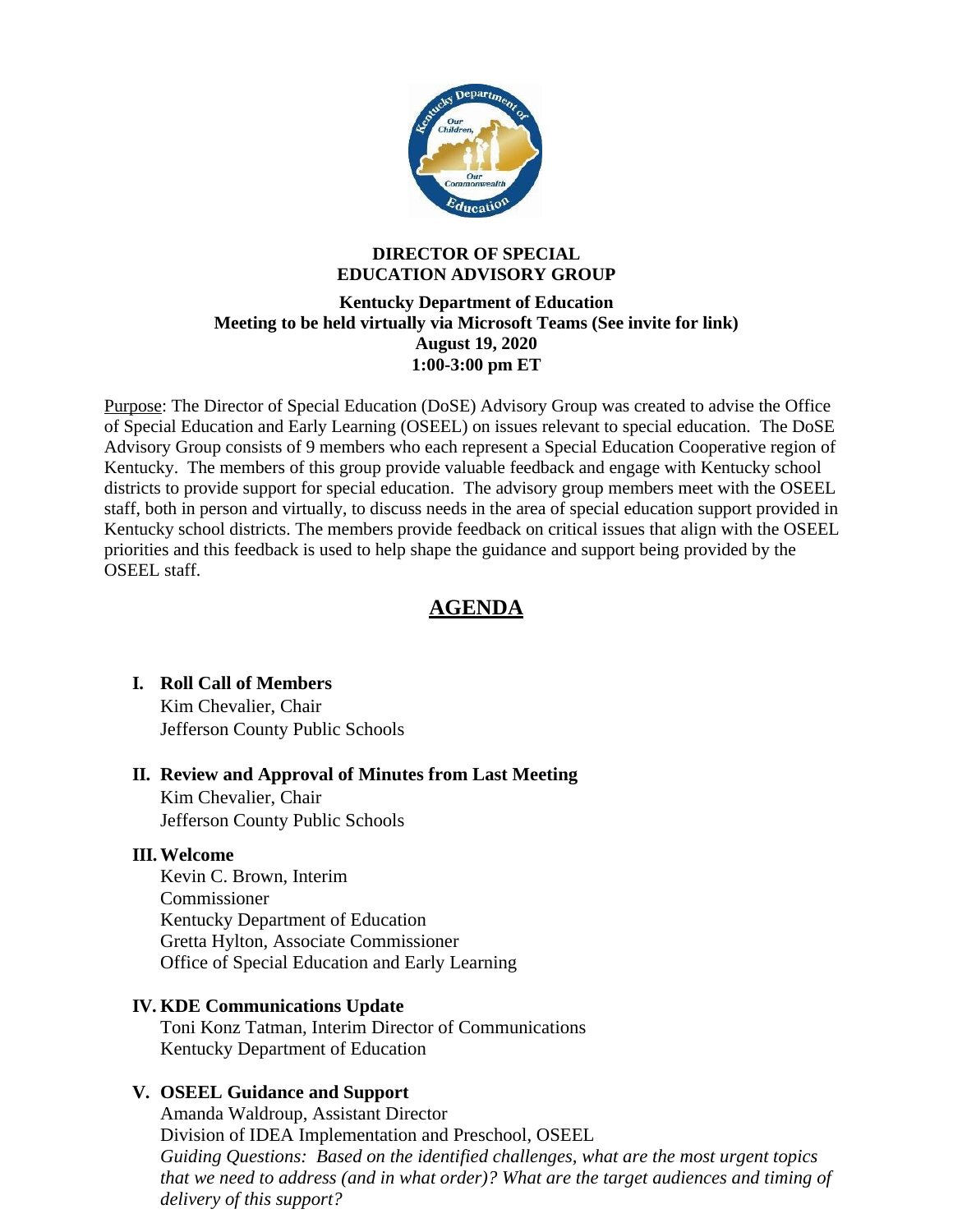**DIRECTOR OF SPECIAL EDUCATION ADVISORY GROUP**

**Kentucky Department of Education**
**Meeting to be held virtually via Microsoft Teams (See invite for link)**
**August 19, 2020**
**1:00-3:00 pm ET**

Purpose: The Director of Special Education (DoSE) Advisory Group was created to advise the Office of Special Education and Early Learning (OSEEL) on issues relevant to special education. The DoSE Advisory Group consists of 9 members who each represent a Special Education Cooperative region of Kentucky. The members of this group provide valuable feedback and engage with Kentucky school districts to provide support for special education. The advisory group members meet with the OSEEL staff, both in person and virtually, to discuss needs in the area of special education support provided in Kentucky school districts. The members provide feedback on critical issues that align with the OSEEL priorities and this feedback is used to help shape the guidance and support being provided by the OSEEL staff.

# AGENDA

**I. Roll Call of Members**
Kim Chevalier, Chair
Jefferson County Public Schools

**II. Review and Approval of Minutes from Last Meeting**
Kim Chevalier, Chair
Jefferson County Public Schools

**III. Welcome**
Kevin C. Brown, Interim Commissioner
Kentucky Department of Education
Gretta Hylton, Associate Commissioner
Office of Special Education and Early Learning

**IV. KDE Communications Update**
Toni Konz Tatman, Interim Director of Communications
Kentucky Department of Education

**V. OSEEL Guidance and Support**
Amanda Waldroup, Assistant Director
Division of IDEA Implementation and Preschool, OSEEL
*Guiding Questions: Based on the identified challenges, what are the most urgent topics that we need to address (and in what order)? What are the target audiences and timing of delivery of this support?*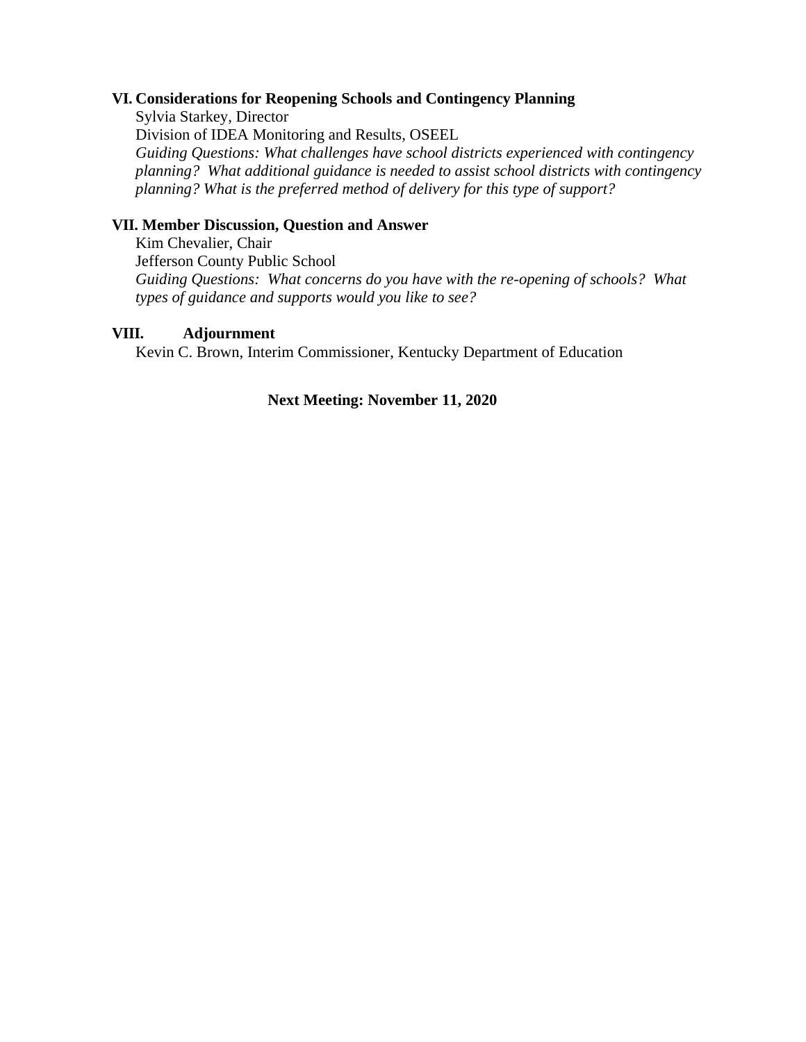**VI. Considerations for Reopening Schools and Contingency Planning**

Sylvia Starkey, Director
Division of IDEA Monitoring and Results, OSEEL
*Guiding Questions: What challenges have school districts experienced with contingency planning? What additional guidance is needed to assist school districts with contingency planning? What is the preferred method of delivery for this type of support?*

**VII. Member Discussion, Question and Answer**

Kim Chevalier, Chair
Jefferson County Public School
*Guiding Questions: What concerns do you have with the re-opening of schools? What types of guidance and supports would you like to see?*

**VIII. Adjournment**

Kevin C. Brown, Interim Commissioner, Kentucky Department of Education

**Next Meeting: November 11, 2020**